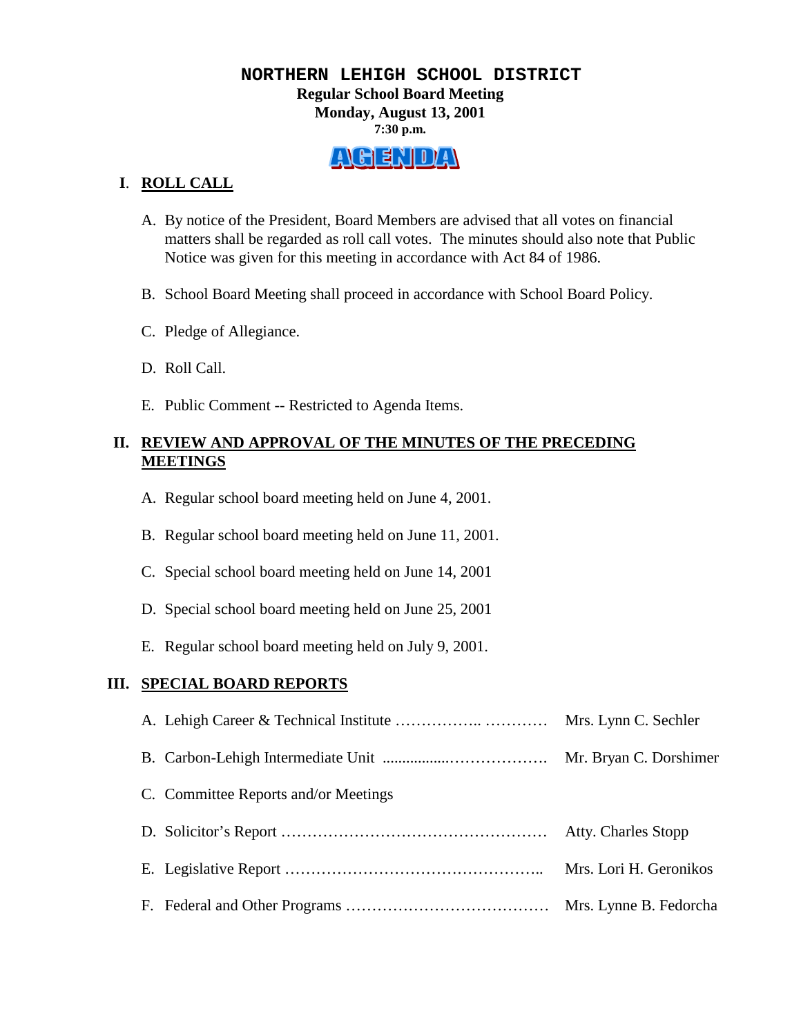# NORTHERN LEHIGH SCHOOL DISTRICT

**Regular School Board Meeting**
**Monday, August 13, 2001**
**7:30 p.m.**

## AGENDA

## I. ROLL CALL

A. By notice of the President, Board Members are advised that all votes on financial matters shall be regarded as roll call votes. The minutes should also note that Public Notice was given for this meeting in accordance with Act 84 of 1986.

B. School Board Meeting shall proceed in accordance with School Board Policy.

C. Pledge of Allegiance.

D. Roll Call.

E. Public Comment -- Restricted to Agenda Items.

## II. REVIEW AND APPROVAL OF THE MINUTES OF THE PRECEDING MEETINGS

A. Regular school board meeting held on June 4, 2001.

B. Regular school board meeting held on June 11, 2001.

C. Special school board meeting held on June 14, 2001

D. Special school board meeting held on June 25, 2001

E. Regular school board meeting held on July 9, 2001.

## III. SPECIAL BOARD REPORTS

A. Lehigh Career & Technical Institute …………….. ………… Mrs. Lynn C. Sechler

B. Carbon-Lehigh Intermediate Unit ................………………. Mr. Bryan C. Dorshimer

C. Committee Reports and/or Meetings

D. Solicitor's Report …………………………………………… Atty. Charles Stopp

E. Legislative Report ………………………………………….. Mrs. Lori H. Geronikos

F. Federal and Other Programs ………………………………… Mrs. Lynne B. Fedorcha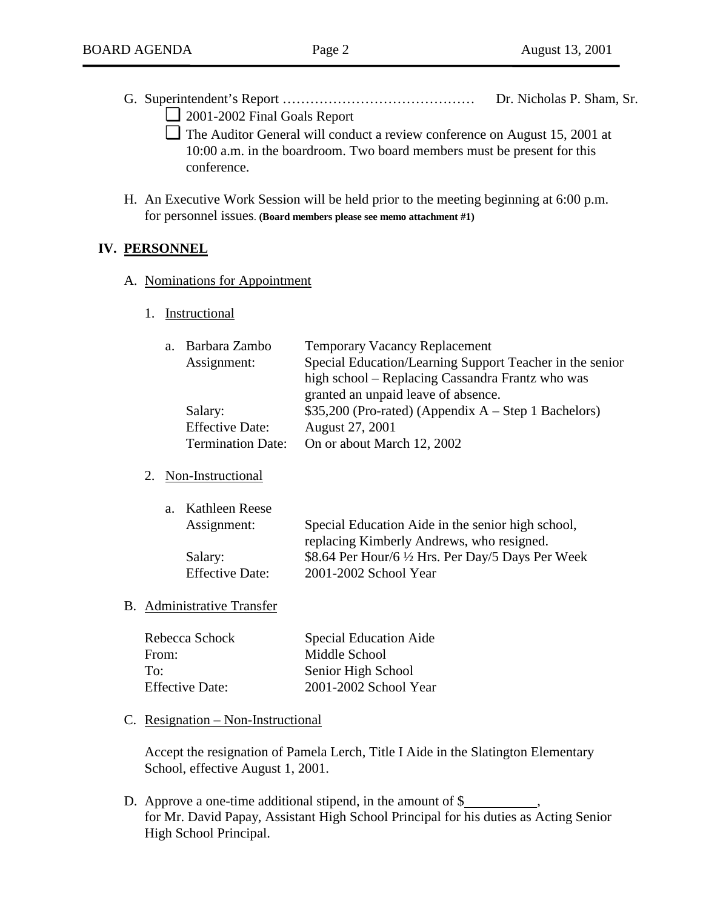G. Superintendent's Report …………………………………… Dr. Nicholas P. Sham, Sr.

- ☐ 2001-2002 Final Goals Report
- ☐ The Auditor General will conduct a review conference on August 15, 2001 at 10:00 a.m. in the boardroom. Two board members must be present for this conference.

H. An Executive Work Session will be held prior to the meeting beginning at 6:00 p.m. for personnel issues. **(Board members please see memo attachment #1)**

## IV. PERSONNEL

A. Nominations for Appointment

1. Instructional

| | |
|---|---|
| a. Barbara Zambo | Temporary Vacancy Replacement |
| Assignment: | Special Education/Learning Support Teacher in the senior high school – Replacing Cassandra Frantz who was granted an unpaid leave of absence. |
| Salary: | $35,200 (Pro-rated) (Appendix A – Step 1 Bachelors) |
| Effective Date: | August 27, 2001 |
| Termination Date: | On or about March 12, 2002 |

2. Non-Instructional

| | |
|---|---|
| a. Kathleen Reese | |
| Assignment: | Special Education Aide in the senior high school, replacing Kimberly Andrews, who resigned. |
| Salary: | $8.64 Per Hour/6 ½ Hrs. Per Day/5 Days Per Week |
| Effective Date: | 2001-2002 School Year |

B. Administrative Transfer

| | |
|---|---|
| Rebecca Schock | Special Education Aide |
| From: | Middle School |
| To: | Senior High School |
| Effective Date: | 2001-2002 School Year |

C. Resignation – Non-Instructional

Accept the resignation of Pamela Lerch, Title I Aide in the Slatington Elementary School, effective August 1, 2001.

D. Approve a one-time additional stipend, in the amount of $__________, for Mr. David Papay, Assistant High School Principal for his duties as Acting Senior High School Principal.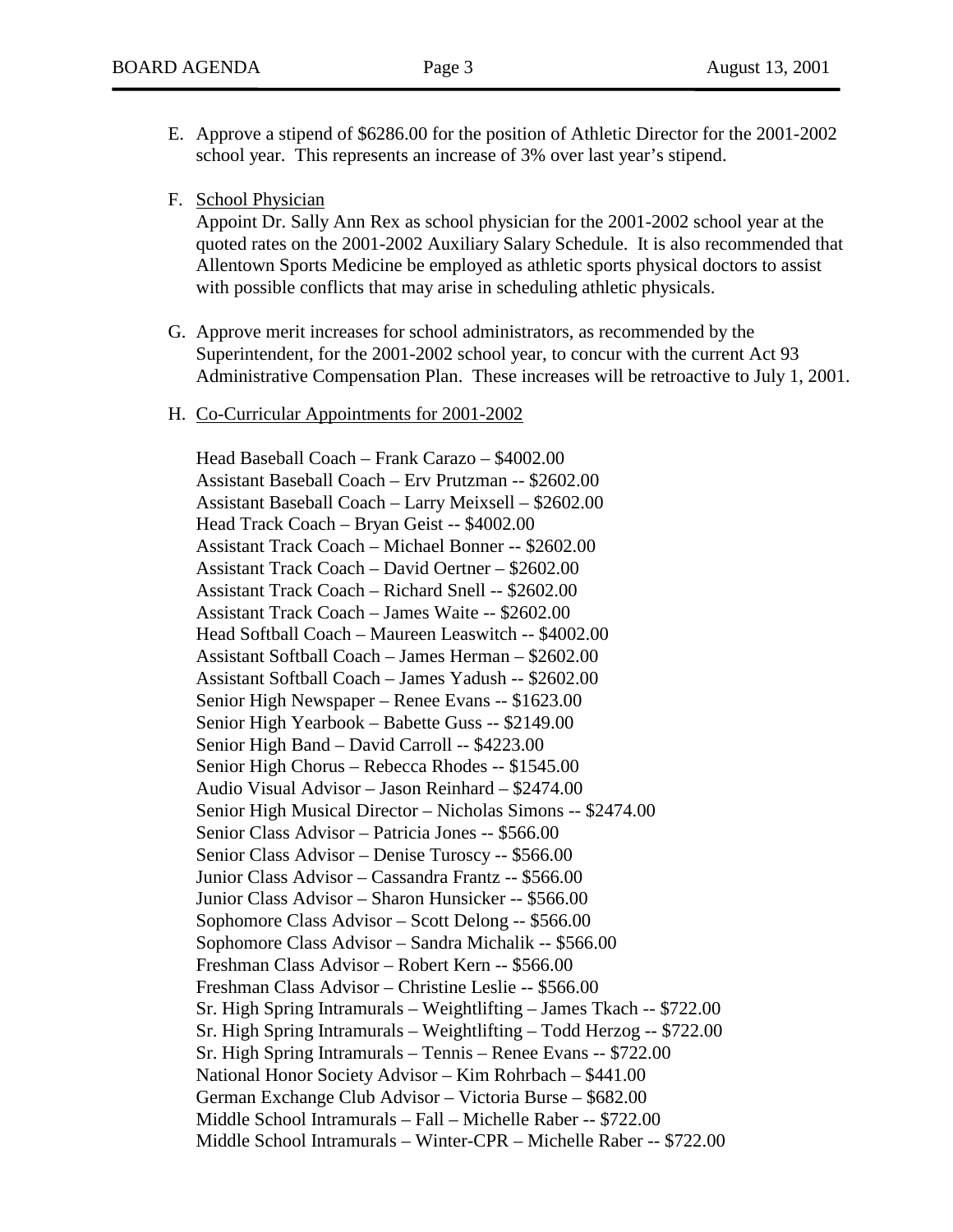E. Approve a stipend of $6286.00 for the position of Athletic Director for the 2001-2002 school year. This represents an increase of 3% over last year's stipend.

F. School Physician
   Appoint Dr. Sally Ann Rex as school physician for the 2001-2002 school year at the quoted rates on the 2001-2002 Auxiliary Salary Schedule. It is also recommended that Allentown Sports Medicine be employed as athletic sports physical doctors to assist with possible conflicts that may arise in scheduling athletic physicals.

G. Approve merit increases for school administrators, as recommended by the Superintendent, for the 2001-2002 school year, to concur with the current Act 93 Administrative Compensation Plan. These increases will be retroactive to July 1, 2001.

H. Co-Curricular Appointments for 2001-2002

   Head Baseball Coach – Frank Carazo – $4002.00
   Assistant Baseball Coach – Erv Prutzman -- $2602.00
   Assistant Baseball Coach – Larry Meixsell – $2602.00
   Head Track Coach – Bryan Geist -- $4002.00
   Assistant Track Coach – Michael Bonner -- $2602.00
   Assistant Track Coach – David Oertner – $2602.00
   Assistant Track Coach – Richard Snell -- $2602.00
   Assistant Track Coach – James Waite -- $2602.00
   Head Softball Coach – Maureen Leaswitch -- $4002.00
   Assistant Softball Coach – James Herman – $2602.00
   Assistant Softball Coach – James Yadush -- $2602.00
   Senior High Newspaper – Renee Evans -- $1623.00
   Senior High Yearbook – Babette Guss -- $2149.00
   Senior High Band – David Carroll -- $4223.00
   Senior High Chorus – Rebecca Rhodes -- $1545.00
   Audio Visual Advisor – Jason Reinhard – $2474.00
   Senior High Musical Director – Nicholas Simons -- $2474.00
   Senior Class Advisor – Patricia Jones -- $566.00
   Senior Class Advisor – Denise Turoscy -- $566.00
   Junior Class Advisor – Cassandra Frantz -- $566.00
   Junior Class Advisor – Sharon Hunsicker -- $566.00
   Sophomore Class Advisor – Scott Delong -- $566.00
   Sophomore Class Advisor – Sandra Michalik -- $566.00
   Freshman Class Advisor – Robert Kern -- $566.00
   Freshman Class Advisor – Christine Leslie -- $566.00
   Sr. High Spring Intramurals – Weightlifting – James Tkach -- $722.00
   Sr. High Spring Intramurals – Weightlifting – Todd Herzog -- $722.00
   Sr. High Spring Intramurals – Tennis – Renee Evans -- $722.00
   National Honor Society Advisor – Kim Rohrbach – $441.00
   German Exchange Club Advisor – Victoria Burse – $682.00
   Middle School Intramurals – Fall – Michelle Raber -- $722.00
   Middle School Intramurals – Winter-CPR – Michelle Raber -- $722.00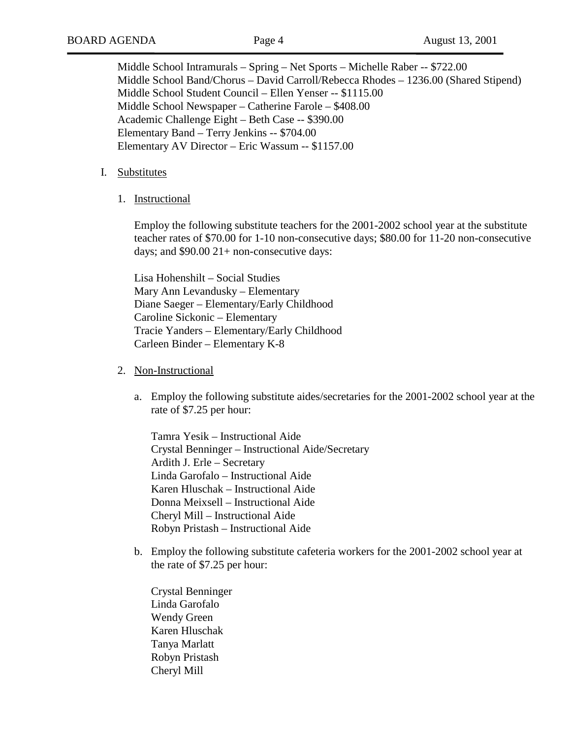Middle School Intramurals – Spring – Net Sports – Michelle Raber -- $722.00
Middle School Band/Chorus – David Carroll/Rebecca Rhodes – 1236.00 (Shared Stipend)
Middle School Student Council – Ellen Yenser -- $1115.00
Middle School Newspaper – Catherine Farole – $408.00
Academic Challenge Eight – Beth Case -- $390.00
Elementary Band – Terry Jenkins -- $704.00
Elementary AV Director – Eric Wassum -- $1157.00

I. Substitutes

1. Instructional

Employ the following substitute teachers for the 2001-2002 school year at the substitute teacher rates of $70.00 for 1-10 non-consecutive days; $80.00 for 11-20 non-consecutive days; and $90.00 21+ non-consecutive days:

Lisa Hohenshilt – Social Studies
Mary Ann Levandusky – Elementary
Diane Saeger – Elementary/Early Childhood
Caroline Sickonic – Elementary
Tracie Yanders – Elementary/Early Childhood
Carleen Binder – Elementary K-8

2. Non-Instructional

a. Employ the following substitute aides/secretaries for the 2001-2002 school year at the rate of $7.25 per hour:

Tamra Yesik – Instructional Aide
Crystal Benninger – Instructional Aide/Secretary
Ardith J. Erle – Secretary
Linda Garofalo – Instructional Aide
Karen Hluschak – Instructional Aide
Donna Meixsell – Instructional Aide
Cheryl Mill – Instructional Aide
Robyn Pristash – Instructional Aide

b. Employ the following substitute cafeteria workers for the 2001-2002 school year at the rate of $7.25 per hour:

Crystal Benninger
Linda Garofalo
Wendy Green
Karen Hluschak
Tanya Marlatt
Robyn Pristash
Cheryl Mill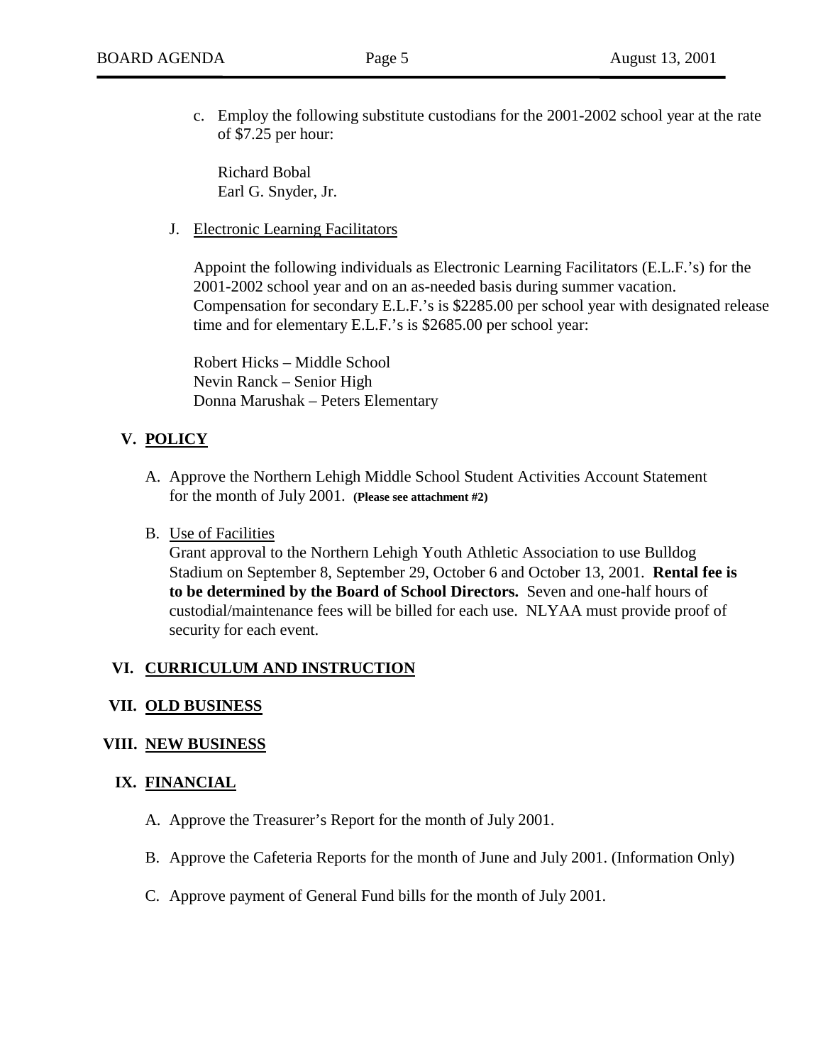c. Employ the following substitute custodians for the 2001-2002 school year at the rate of $7.25 per hour:

   Richard Bobal
   Earl G. Snyder, Jr.

J. Electronic Learning Facilitators

   Appoint the following individuals as Electronic Learning Facilitators (E.L.F.'s) for the 2001-2002 school year and on an as-needed basis during summer vacation. Compensation for secondary E.L.F.'s is $2285.00 per school year with designated release time and for elementary E.L.F.'s is $2685.00 per school year:

   Robert Hicks – Middle School
   Nevin Ranck – Senior High
   Donna Marushak – Peters Elementary

## V. POLICY

A. Approve the Northern Lehigh Middle School Student Activities Account Statement for the month of July 2001. **(Please see attachment #2)**

B. Use of Facilities
   Grant approval to the Northern Lehigh Youth Athletic Association to use Bulldog Stadium on September 8, September 29, October 6 and October 13, 2001. **Rental fee is to be determined by the Board of School Directors.** Seven and one-half hours of custodial/maintenance fees will be billed for each use. NLYAA must provide proof of security for each event.

## VI. CURRICULUM AND INSTRUCTION

## VII. OLD BUSINESS

## VIII. NEW BUSINESS

## IX. FINANCIAL

A. Approve the Treasurer's Report for the month of July 2001.

B. Approve the Cafeteria Reports for the month of June and July 2001. (Information Only)

C. Approve payment of General Fund bills for the month of July 2001.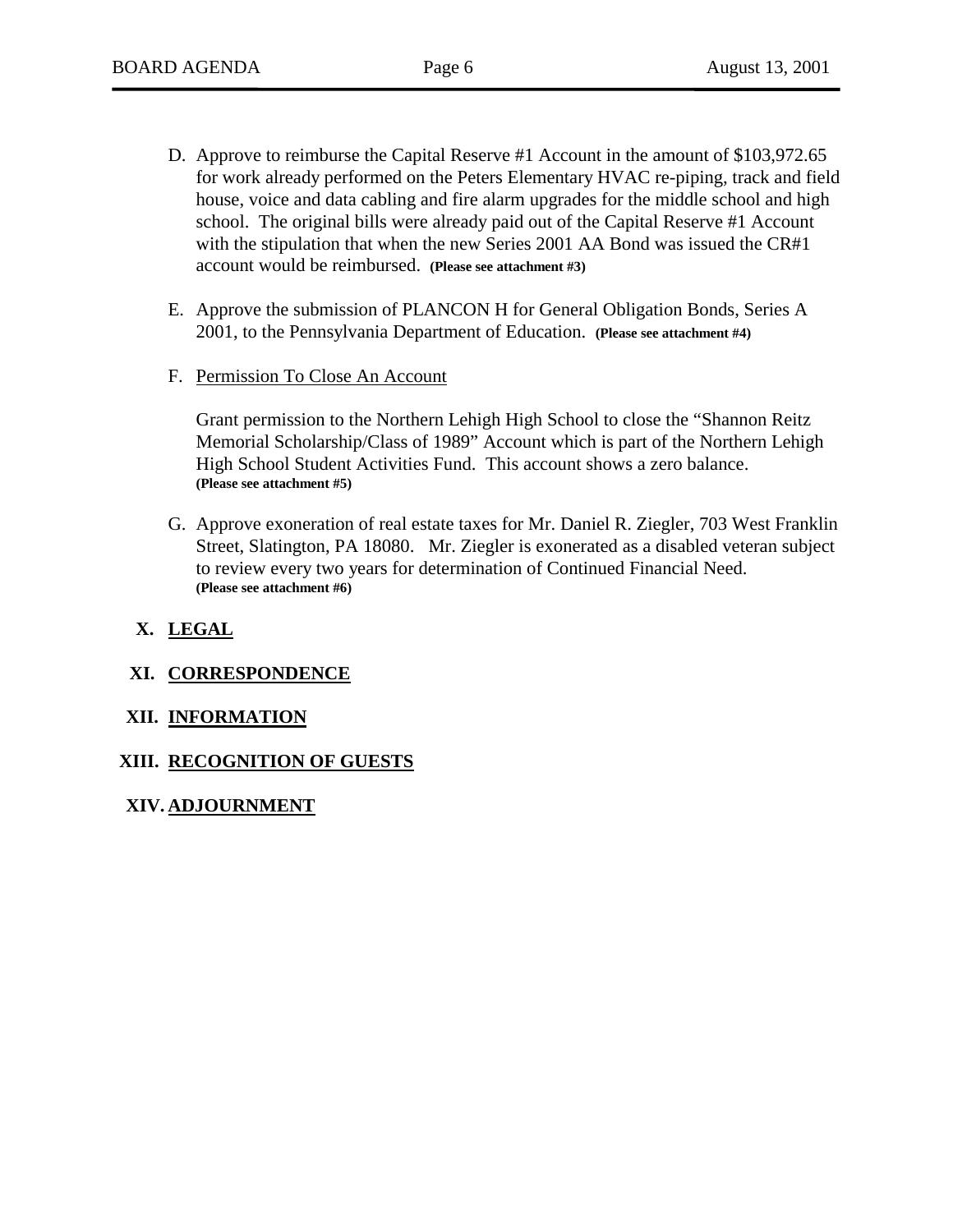D. Approve to reimburse the Capital Reserve #1 Account in the amount of $103,972.65 for work already performed on the Peters Elementary HVAC re-piping, track and field house, voice and data cabling and fire alarm upgrades for the middle school and high school. The original bills were already paid out of the Capital Reserve #1 Account with the stipulation that when the new Series 2001 AA Bond was issued the CR#1 account would be reimbursed. **(Please see attachment #3)**

E. Approve the submission of PLANCON H for General Obligation Bonds, Series A 2001, to the Pennsylvania Department of Education. **(Please see attachment #4)**

F. Permission To Close An Account

Grant permission to the Northern Lehigh High School to close the "Shannon Reitz Memorial Scholarship/Class of 1989" Account which is part of the Northern Lehigh High School Student Activities Fund. This account shows a zero balance. **(Please see attachment #5)**

G. Approve exoneration of real estate taxes for Mr. Daniel R. Ziegler, 703 West Franklin Street, Slatington, PA 18080. Mr. Ziegler is exonerated as a disabled veteran subject to review every two years for determination of Continued Financial Need. **(Please see attachment #6)**

## X. LEGAL

## XI. CORRESPONDENCE

## XII. INFORMATION

## XIII. RECOGNITION OF GUESTS

## XIV. ADJOURNMENT